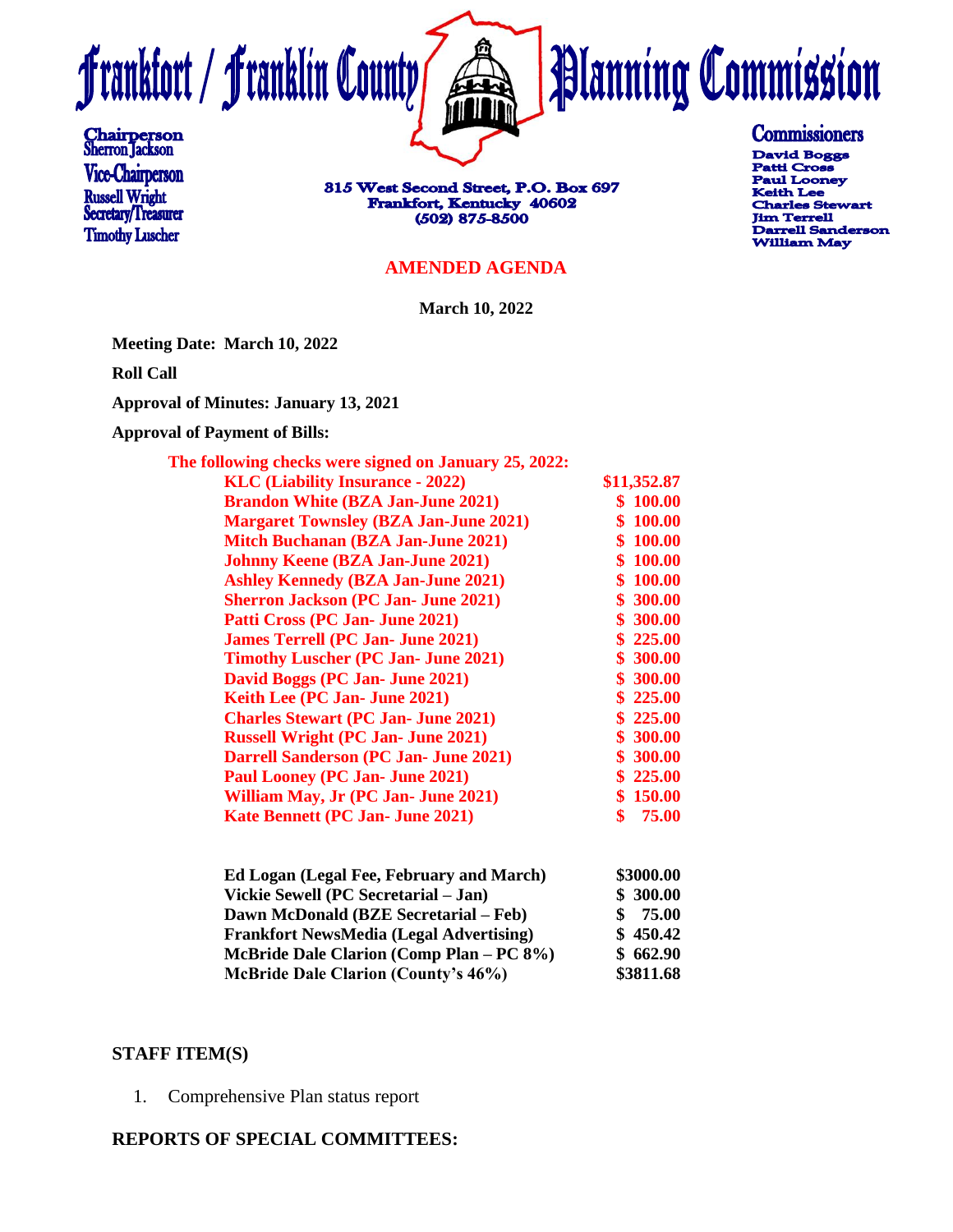# Frankfort / Franklin County Planning Commission

**Chairperson**
Sherron Jackson
**Vice-Chairperson**
Russell Wright
**Secretary/Treasurer**
Timothy Luscher

815 West Second Street, P.O. Box 697
Frankfort, Kentucky 40602
(502) 875-8500

**Commissioners**
David Boggs
Patti Cross
Paul Looney
Keith Lee
Charles Stewart
Jim Terrell
Darrell Sanderson
William May

## AMENDED AGENDA

**March 10, 2022**

**Meeting Date: March 10, 2022**

**Roll Call**

**Approval of Minutes: January 13, 2021**

**Approval of Payment of Bills:**

**The following checks were signed on January 25, 2022:**

| | |
|---|---|
| KLC (Liability Insurance - 2022) | $11,352.87 |
| Brandon White (BZA Jan-June 2021) | $ 100.00 |
| Margaret Townsley (BZA Jan-June 2021) | $ 100.00 |
| Mitch Buchanan (BZA Jan-June 2021) | $ 100.00 |
| Johnny Keene (BZA Jan-June 2021) | $ 100.00 |
| Ashley Kennedy (BZA Jan-June 2021) | $ 100.00 |
| Sherron Jackson (PC Jan- June 2021) | $ 300.00 |
| Patti Cross (PC Jan- June 2021) | $ 300.00 |
| James Terrell (PC Jan- June 2021) | $ 225.00 |
| Timothy Luscher (PC Jan- June 2021) | $ 300.00 |
| David Boggs (PC Jan- June 2021) | $ 300.00 |
| Keith Lee (PC Jan- June 2021) | $ 225.00 |
| Charles Stewart (PC Jan- June 2021) | $ 225.00 |
| Russell Wright (PC Jan- June 2021) | $ 300.00 |
| Darrell Sanderson (PC Jan- June 2021) | $ 300.00 |
| Paul Looney (PC Jan- June 2021) | $ 225.00 |
| William May, Jr (PC Jan- June 2021) | $ 150.00 |
| Kate Bennett (PC Jan- June 2021) | $ 75.00 |

| | |
|---|---|
| Ed Logan (Legal Fee, February and March) | $3000.00 |
| Vickie Sewell (PC Secretarial – Jan) | $ 300.00 |
| Dawn McDonald (BZE Secretarial – Feb) | $ 75.00 |
| Frankfort NewsMedia (Legal Advertising) | $ 450.42 |
| McBride Dale Clarion (Comp Plan – PC 8%) | $ 662.90 |
| McBride Dale Clarion (County's 46%) | $3811.68 |

**STAFF ITEM(S)**

1. Comprehensive Plan status report

**REPORTS OF SPECIAL COMMITTEES:**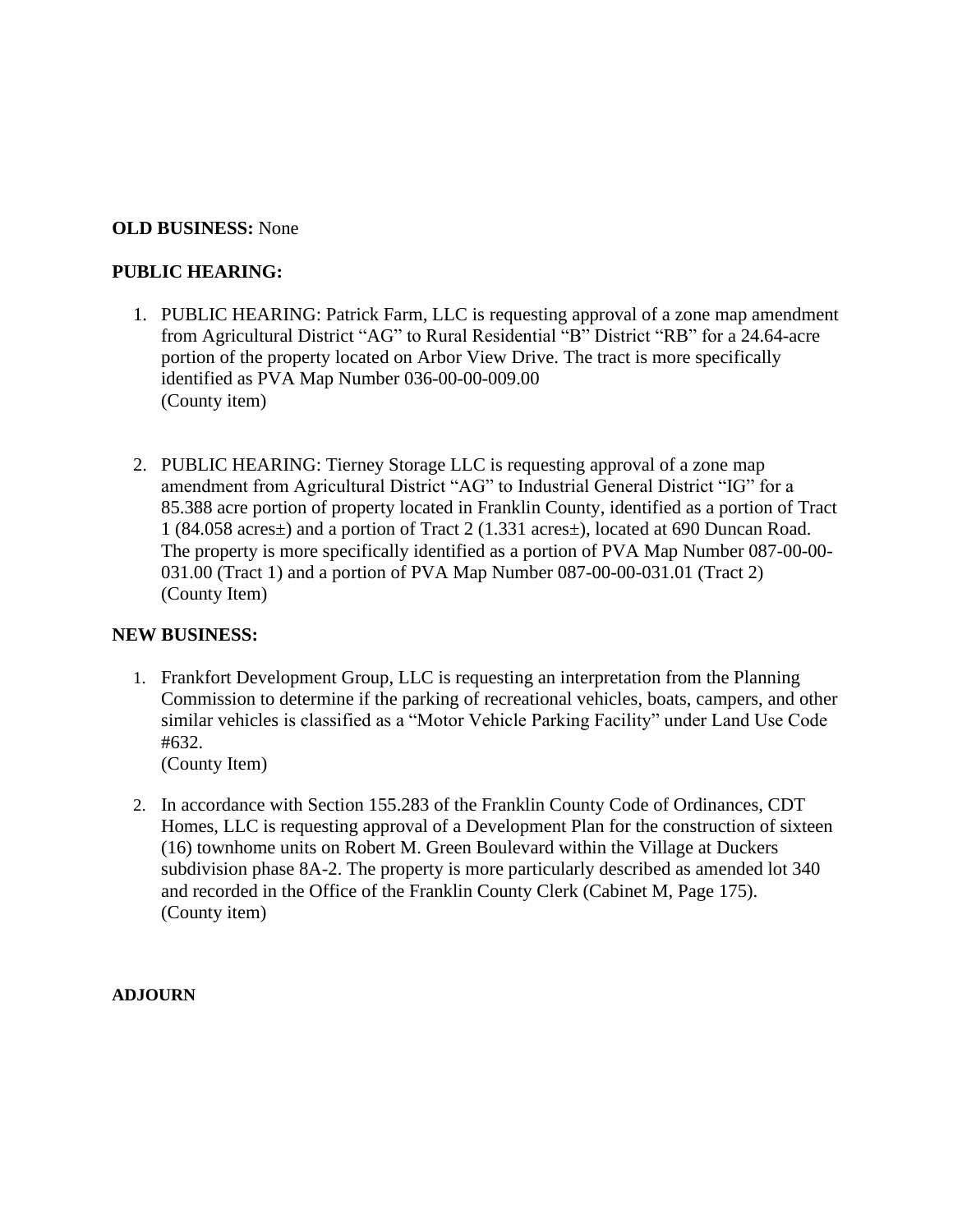**OLD BUSINESS:** None

**PUBLIC HEARING:**

1. PUBLIC HEARING: Patrick Farm, LLC is requesting approval of a zone map amendment from Agricultural District "AG" to Rural Residential "B" District "RB" for a 24.64-acre portion of the property located on Arbor View Drive. The tract is more specifically identified as PVA Map Number 036-00-00-009.00
   (County item)

2. PUBLIC HEARING: Tierney Storage LLC is requesting approval of a zone map amendment from Agricultural District "AG" to Industrial General District "IG" for a 85.388 acre portion of property located in Franklin County, identified as a portion of Tract 1 (84.058 acres±) and a portion of Tract 2 (1.331 acres±), located at 690 Duncan Road. The property is more specifically identified as a portion of PVA Map Number 087-00-00-031.00 (Tract 1) and a portion of PVA Map Number 087-00-00-031.01 (Tract 2)
   (County Item)

**NEW BUSINESS:**

1. Frankfort Development Group, LLC is requesting an interpretation from the Planning Commission to determine if the parking of recreational vehicles, boats, campers, and other similar vehicles is classified as a "Motor Vehicle Parking Facility" under Land Use Code #632.
   (County Item)

2. In accordance with Section 155.283 of the Franklin County Code of Ordinances, CDT Homes, LLC is requesting approval of a Development Plan for the construction of sixteen (16) townhome units on Robert M. Green Boulevard within the Village at Duckers subdivision phase 8A-2. The property is more particularly described as amended lot 340 and recorded in the Office of the Franklin County Clerk (Cabinet M, Page 175).
   (County item)

**ADJOURN**